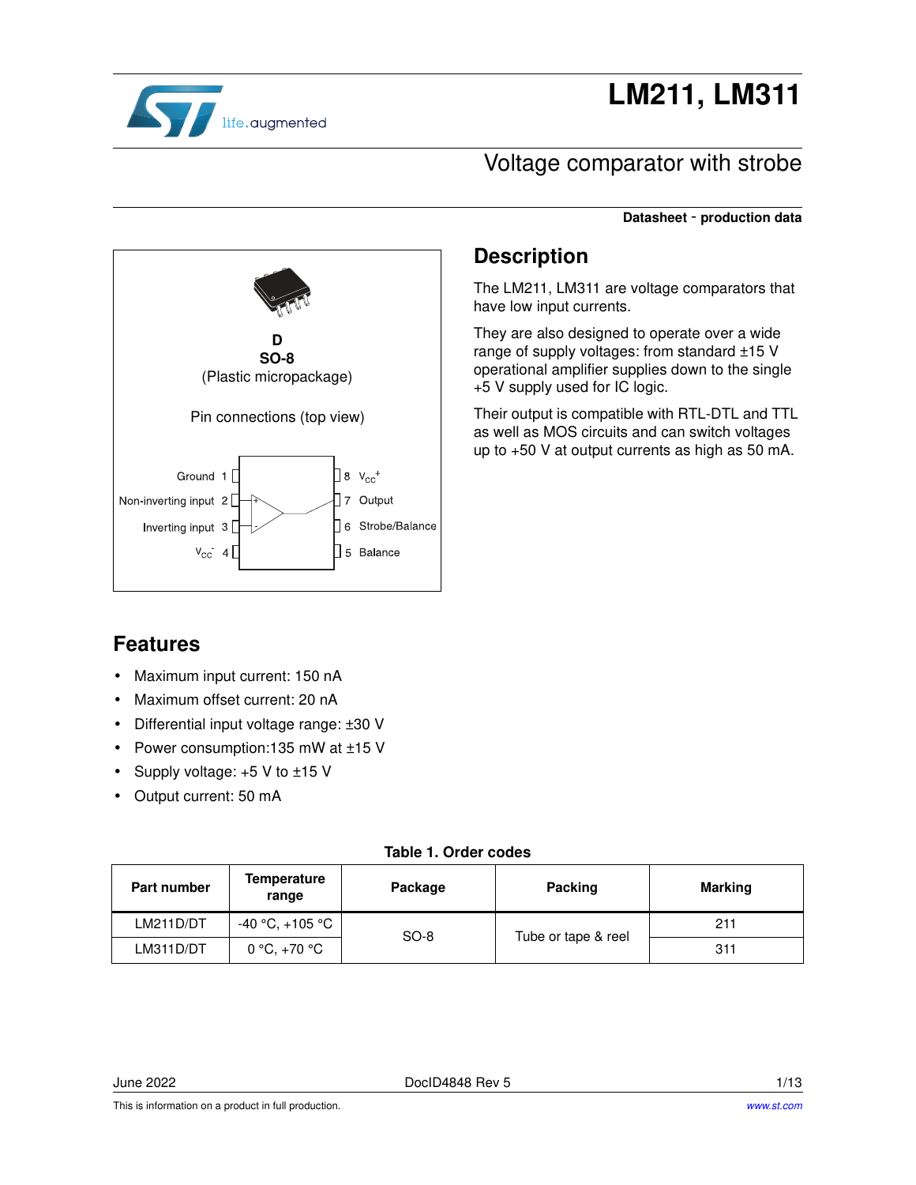# LM211, LM311

## Voltage comparator with strobe

**Datasheet - production data**

**D**
**SO-8**
(Plastic micropackage)

Pin connections (top view)

Ground 1 | 8 $V_{CC}^{+}$
Non-inverting input 2 | 7 Output
Inverting input 3 | 6 Strobe/Balance
$V_{CC}^{-}$ 4 | 5 Balance

## Description

The LM211, LM311 are voltage comparators that have low input currents.

They are also designed to operate over a wide range of supply voltages: from standard ±15 V operational amplifier supplies down to the single +5 V supply used for IC logic.

Their output is compatible with RTL-DTL and TTL as well as MOS circuits and can switch voltages up to +50 V at output currents as high as 50 mA.

## Features

- Maximum input current: 150 nA
- Maximum offset current: 20 nA
- Differential input voltage range: ±30 V
- Power consumption:135 mW at ±15 V
- Supply voltage: +5 V to ±15 V
- Output current: 50 mA

**Table 1. Order codes**

| Part number | Temperature range | Package | Packing | Marking |
|---|---|---|---|---|
| LM211D/DT | -40 °C, +105 °C | SO-8 | Tube or tape & reel | 211 |
| LM311D/DT | 0 °C, +70 °C | | | 311 |

June 2022 DocID4848 Rev 5

This is information on a product in full production.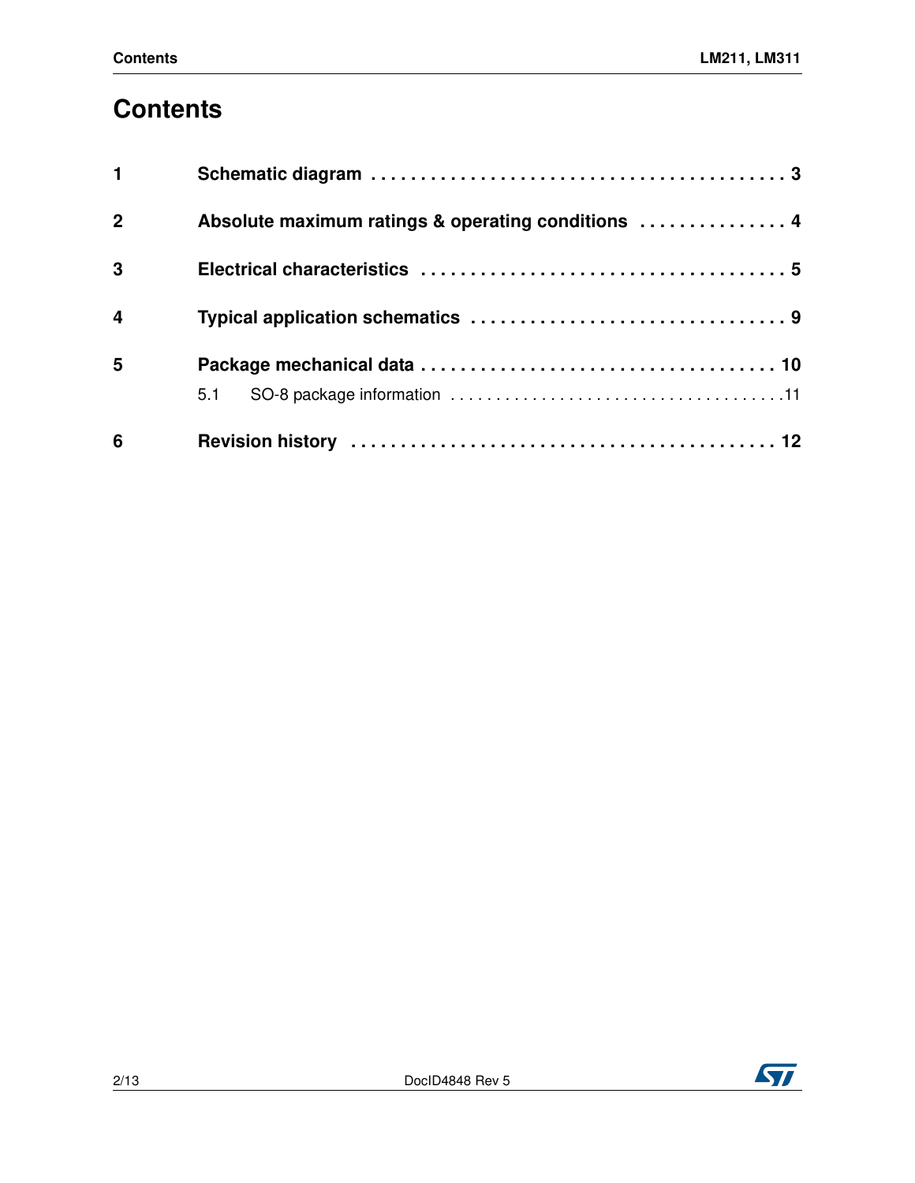# Contents

1 Schematic diagram . . . . . . . . . . . . . . . . . . . . . . . . . . . . . . . . . . . . . . . . . 3

2 Absolute maximum ratings & operating conditions . . . . . . . . . . . . . . . 4

3 Electrical characteristics . . . . . . . . . . . . . . . . . . . . . . . . . . . . . . . . . . . . 5

4 Typical application schematics . . . . . . . . . . . . . . . . . . . . . . . . . . . . . . . 9

5 Package mechanical data . . . . . . . . . . . . . . . . . . . . . . . . . . . . . . . . . . . 10

  5.1 SO-8 package information . . . . . . . . . . . . . . . . . . . . . . . . . . . . . . . . . . . . .11

6 Revision history . . . . . . . . . . . . . . . . . . . . . . . . . . . . . . . . . . . . . . . . . . 12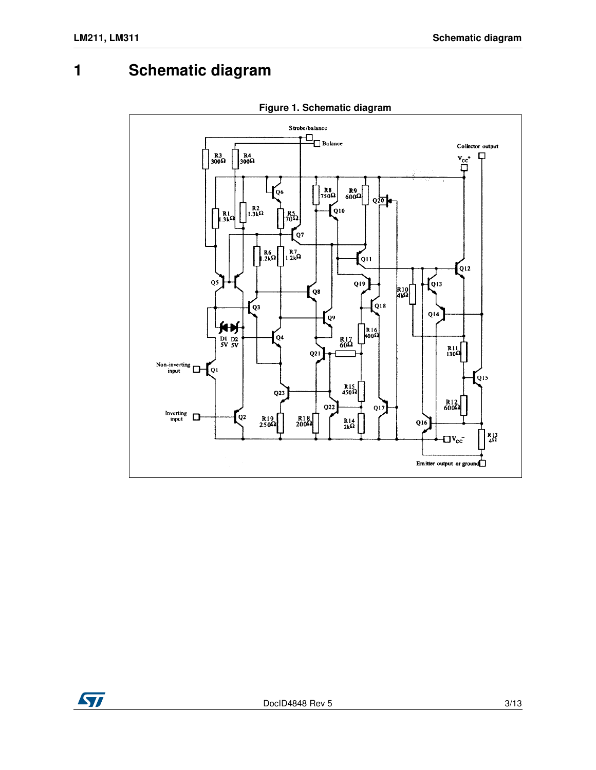# 1 Schematic diagram

**Figure 1. Schematic diagram**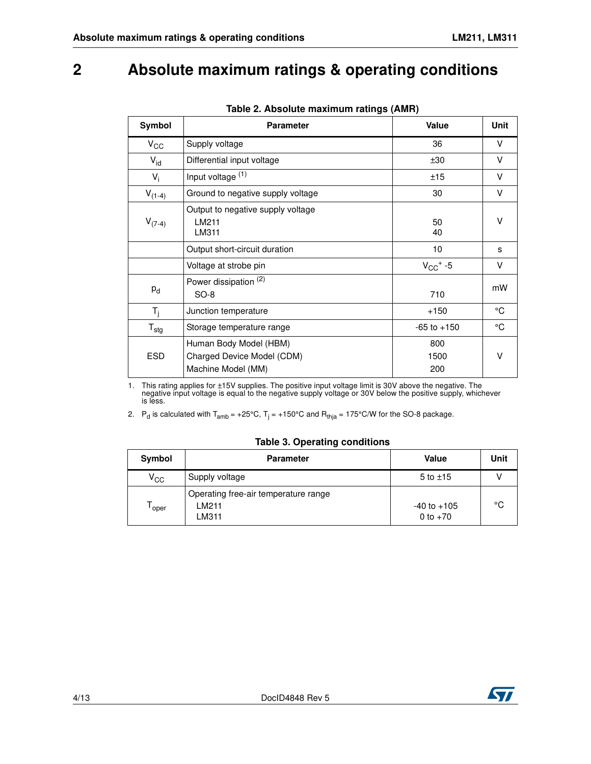# 2 Absolute maximum ratings & operating conditions

**Table 2. Absolute maximum ratings (AMR)**

| Symbol | Parameter | Value | Unit |
|---|---|---|---|
| $V_{CC}$ | Supply voltage | 36 | V |
| $V_{id}$ | Differential input voltage | ±30 | V |
| $V_i$ | Input voltage [(1)] | ±15 | V |
| $V_{(1-4)}$ | Ground to negative supply voltage | 30 | V |
| $V_{(7-4)}$ | Output to negative supply voltage<br>LM211<br>LM311 | <br>50<br>40 | V |
| | Output short-circuit duration | 10 | s |
| | Voltage at strobe pin | $V_{CC}^{+}$ -5 | V |
| $p_d$ | Power dissipation [(2)]<br>SO-8 | <br>710 | mW |
| $T_j$ | Junction temperature | +150 | °C |
| $T_{stg}$ | Storage temperature range | -65 to +150 | °C |
| ESD | Human Body Model (HBM)<br>Charged Device Model (CDM)<br>Machine Model (MM) | 800<br>1500<br>200 | V |

1. This rating applies for ±15V supplies. The positive input voltage limit is 30V above the negative. The negative input voltage is equal to the negative supply voltage or 30V below the positive supply, whichever is less.
2. $P_d$ is calculated with $T_{amb}$ = +25°C, $T_j$ = +150°C and $R_{thja}$ = 175°C/W for the SO-8 package.

**Table 3. Operating conditions**

| Symbol | Parameter | Value | Unit |
|---|---|---|---|
| $V_{CC}$ | Supply voltage | 5 to ±15 | V |
| $T_{oper}$ | Operating free-air temperature range<br>LM211<br>LM311 | <br>-40 to +105<br>0 to +70 | °C |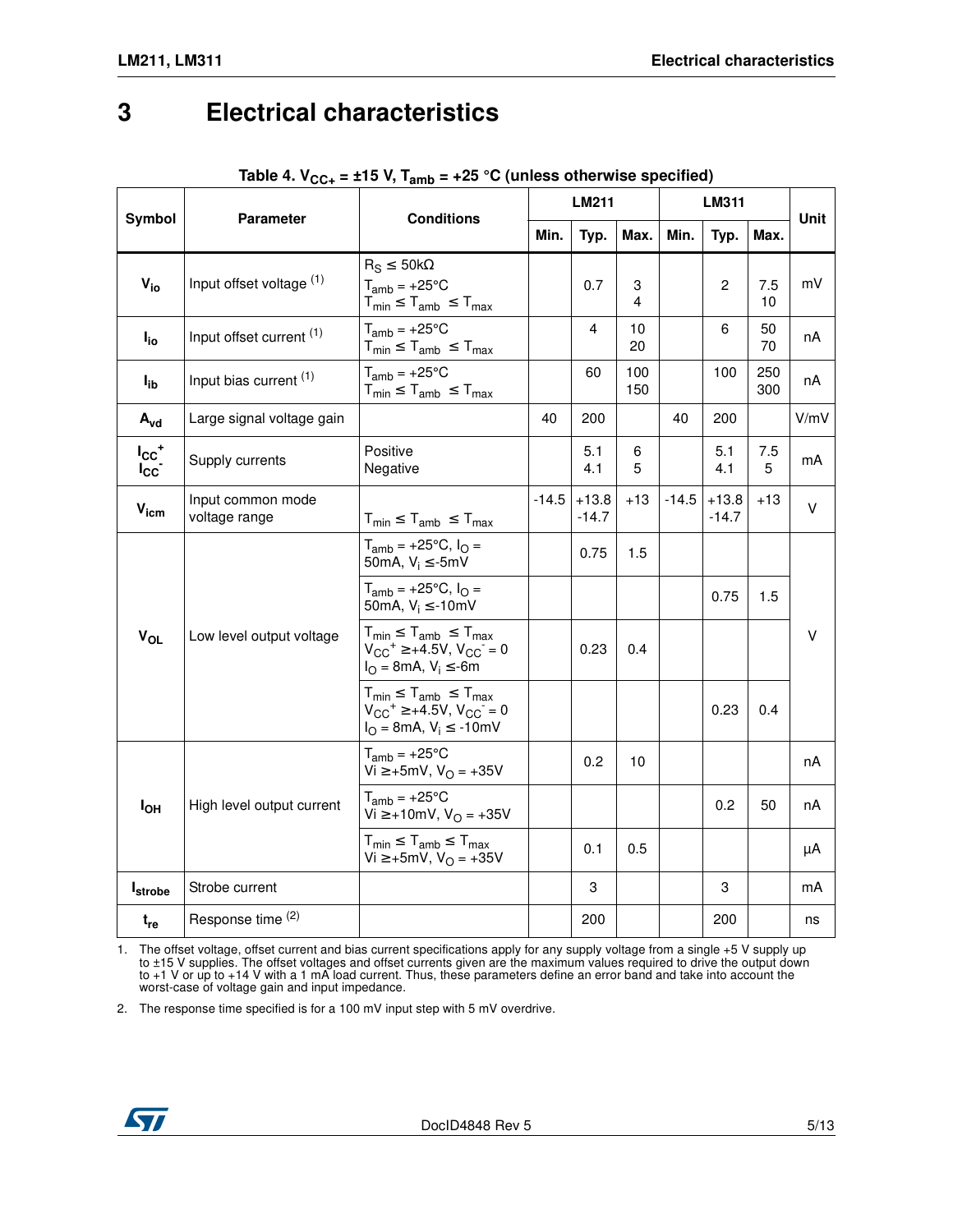# 3 Electrical characteristics

**Table 4. $V_{CC+}$ = ±15 V, $T_{amb}$ = +25 °C (unless otherwise specified)**

| Symbol | Parameter | Conditions | LM211 | | | LM311 | | | Unit |
|---|---|---|---|---|---|---|---|---|---|
| | | | Min. | Typ. | Max. | Min. | Typ. | Max. | |
| $V_{io}$ | Input offset voltage [1] | $R_S \leq 50k\Omega$<br>$T_{amb}$ = +25°C<br>$T_{min} \leq T_{amb} \leq T_{max}$ | | 0.7 | 3<br>4 | | 2 | 7.5<br>10 | mV |
| $I_{io}$ | Input offset current [1] | $T_{amb}$ = +25°C<br>$T_{min} \leq T_{amb} \leq T_{max}$ | | 4 | 10<br>20 | | 6 | 50<br>70 | nA |
| $I_{ib}$ | Input bias current [1] | $T_{amb}$ = +25°C<br>$T_{min} \leq T_{amb} \leq T_{max}$ | | 60 | 100<br>150 | | 100 | 250<br>300 | nA |
| $A_{vd}$ | Large signal voltage gain | | 40 | 200 | | 40 | 200 | | V/mV |
| $I_{CC}^+$<br>$I_{CC}^-$ | Supply currents | Positive<br>Negative | | 5.1<br>4.1 | 6<br>5 | | 5.1<br>4.1 | 7.5<br>5 | mA |
| $V_{icm}$ | Input common mode voltage range | $T_{min} \leq T_{amb} \leq T_{max}$ | -14.5 | +13.8<br>-14.7 | +13 | -14.5 | +13.8<br>-14.7 | +13 | V |
| $V_{OL}$ | Low level output voltage | $T_{amb}$ = +25°C, $I_O$ = 50mA, $V_i \leq$-5mV | | 0.75 | 1.5 | | | | V |
| | | $T_{amb}$ = +25°C, $I_O$ = 50mA, $V_i \leq$-10mV | | | | | 0.75 | 1.5 | |
| | | $T_{min} \leq T_{amb} \leq T_{max}$<br>$V_{CC}^+ \geq$+4.5V, $V_{CC}^-$ = 0<br>$I_O$ = 8mA, $V_i \leq$-6m | | 0.23 | 0.4 | | | | |
| | | $T_{min} \leq T_{amb} \leq T_{max}$<br>$V_{CC}^+ \geq$+4.5V, $V_{CC}^-$ = 0<br>$I_O$ = 8mA, $V_i \leq$ -10mV | | | | | 0.23 | 0.4 | |
| $I_{OH}$ | High level output current | $T_{amb}$ = +25°C<br>Vi ≥+5mV, $V_O$ = +35V | | 0.2 | 10 | | | | nA |
| | | $T_{amb}$ = +25°C<br>Vi ≥+10mV, $V_O$ = +35V | | | | | 0.2 | 50 | nA |
| | | $T_{min} \leq T_{amb} \leq T_{max}$<br>Vi ≥+5mV, $V_O$ = +35V | | 0.1 | 0.5 | | | | µA |
| $I_{strobe}$ | Strobe current | | | 3 | | | 3 | | mA |
| $t_{re}$ | Response time [2] | | | 200 | | | 200 | | ns |

1. The offset voltage, offset current and bias current specifications apply for any supply voltage from a single +5 V supply up to ±15 V supplies. The offset voltages and offset currents given are the maximum values required to drive the output down to +1 V or up to +14 V with a 1 mA load current. Thus, these parameters define an error band and take into account the worst-case of voltage gain and input impedance.

2. The response time specified is for a 100 mV input step with 5 mV overdrive.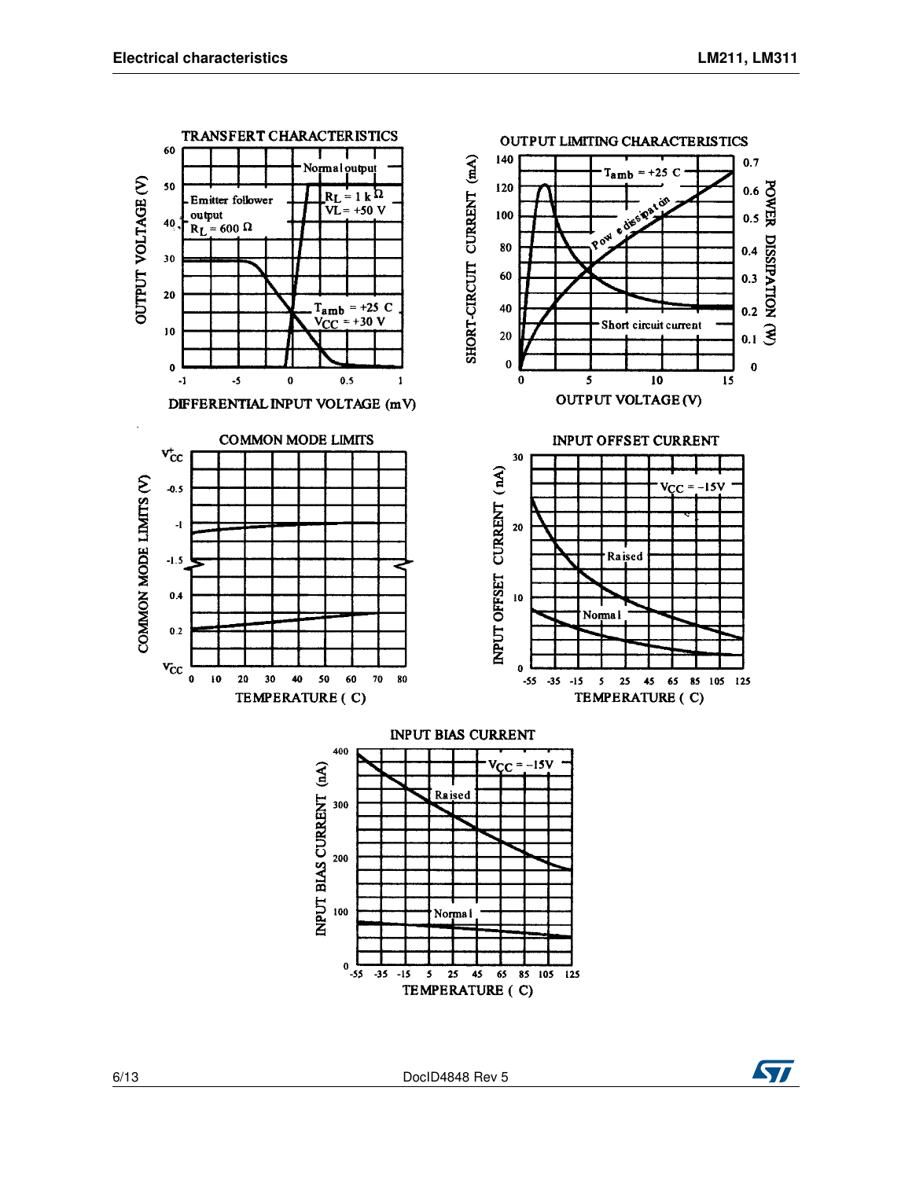**TRANSFERT CHARACTERISTICS**

Emitter follower output, $R_L$ = 600 Ω

Normal output, $R_L$ = 1 kΩ, VL = +50 V

$T_{amb}$ = +25 C, $V_{CC}$ = +30 V

OUTPUT VOLTAGE (V) vs. DIFFERENTIAL INPUT VOLTAGE (mV)

**OUTPUT LIMITING CHARACTERISTICS**

$T_{amb}$ = +25 C

Power dissipation, Short circuit current

SHORT-CIRCUIT CURRENT (mA) / POWER DISSIPATION (W) vs. OUTPUT VOLTAGE (V)

**COMMON MODE LIMITS**

COMMON MODE LIMITS (V) vs. TEMPERATURE ( C)

**INPUT OFFSET CURRENT**

$V_{CC}$ = −15V

Raised, Normal

INPUT OFFSET CURRENT (nA) vs. TEMPERATURE ( C)

**INPUT BIAS CURRENT**

$V_{CC}$ = −15V

Raised, Normal

INPUT BIAS CURRENT (nA) vs. TEMPERATURE ( C)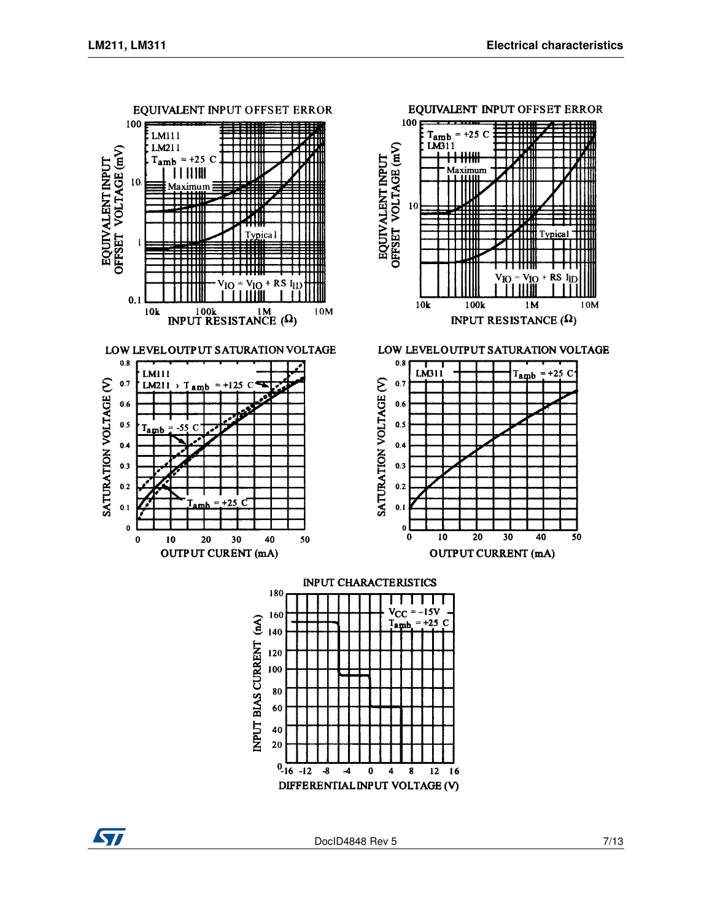EQUIVALENT INPUT OFFSET ERROR

LM111, LM211, $T_{amb}$ = +25 C

EQUIVALENT INPUT OFFSET VOLTAGE (mV)

Maximum

Typical

$V_{IO} = V_{IO} + RS\ I_{ID}$

INPUT RESISTANCE (Ω)

EQUIVALENT INPUT OFFSET ERROR

$T_{amb}$ = +25 C, LM311

EQUIVALENT INPUT OFFSET VOLTAGE (mV)

Maximum

Typical

$V_{IO} = V_{IO} + RS\ I_{ID}$

INPUT RESISTANCE (Ω)

LOW LEVEL OUTPUT SATURATION VOLTAGE

LM111, LM211, $T_{amb}$ = +125 C, $T_{amb}$ = -55 C, $T_{amb}$ = +25 C

SATURATION VOLTAGE (V)

OUTPUT CURENT (mA)

LOW LEVEL OUTPUT SATURATION VOLTAGE

LM311, $T_{amb}$ = +25 C

SATURATION VOLTAGE (V)

OUTPUT CURRENT (mA)

INPUT CHARACTERISTICS

$V_{CC}$ = -15V, $T_{amb}$ = +25 C

INPUT BIAS CURRENT (nA)

DIFFERENTIAL INPUT VOLTAGE (V)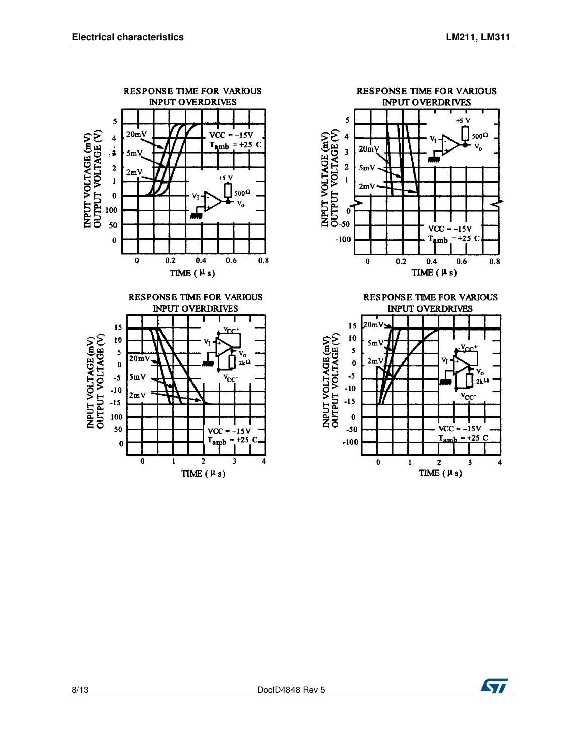**RESPONSE TIME FOR VARIOUS INPUT OVERDRIVES**

INPUT VOLTAGE (mV) / OUTPUT VOLTAGE (V)

20mV, 5mV, 2mV

VCC = −15V, $T_{amb}$ = +25 C

+5 V, 500Ω, $V_I$, $V_o$

TIME (μs)

**RESPONSE TIME FOR VARIOUS INPUT OVERDRIVES**

INPUT VOLTAGE (mV) / OUTPUT VOLTAGE (V)

20mV, 5mV, 2mV

+5 V, 500Ω, $V_I$, $V_o$

VCC = −15V, $T_{amb}$ = +25 C

TIME (μs)

**RESPONSE TIME FOR VARIOUS INPUT OVERDRIVES**

INPUT VOLTAGE (mV) / OUTPUT VOLTAGE (V)

20mV, 5mV, 2mV

$V_{CC}+$, $V_I$, $V_o$, 2kΩ, $V_{CC}-$

VCC = −15V, $T_{amb}$ = +25 C

TIME (μs)

**RESPONSE TIME FOR VARIOUS INPUT OVERDRIVES**

INPUT VOLTAGE (mV) / OUTPUT VOLTAGE (V)

20mV, 5mV, 2mV

$V_{CC}+$, $V_I$, $V_o$, 2kΩ, $V_{CC}-$

VCC = −15V, $T_{amb}$ = +25 C

TIME (μs)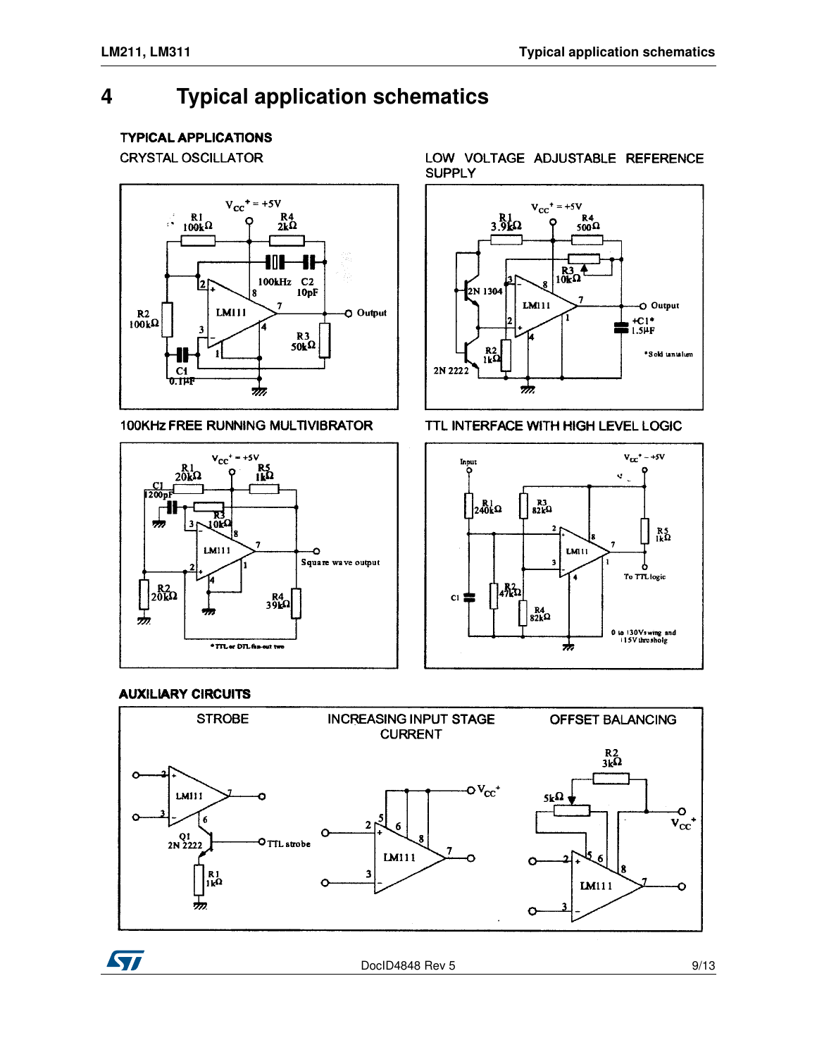# 4 Typical application schematics

## TYPICAL APPLICATIONS

CRYSTAL OSCILLATOR

LOW VOLTAGE ADJUSTABLE REFERENCE SUPPLY

100KHz FREE RUNNING MULTIVIBRATOR

TTL INTERFACE WITH HIGH LEVEL LOGIC

## AUXILIARY CIRCUITS

STROBE

INCREASING INPUT STAGE CURRENT

OFFSET BALANCING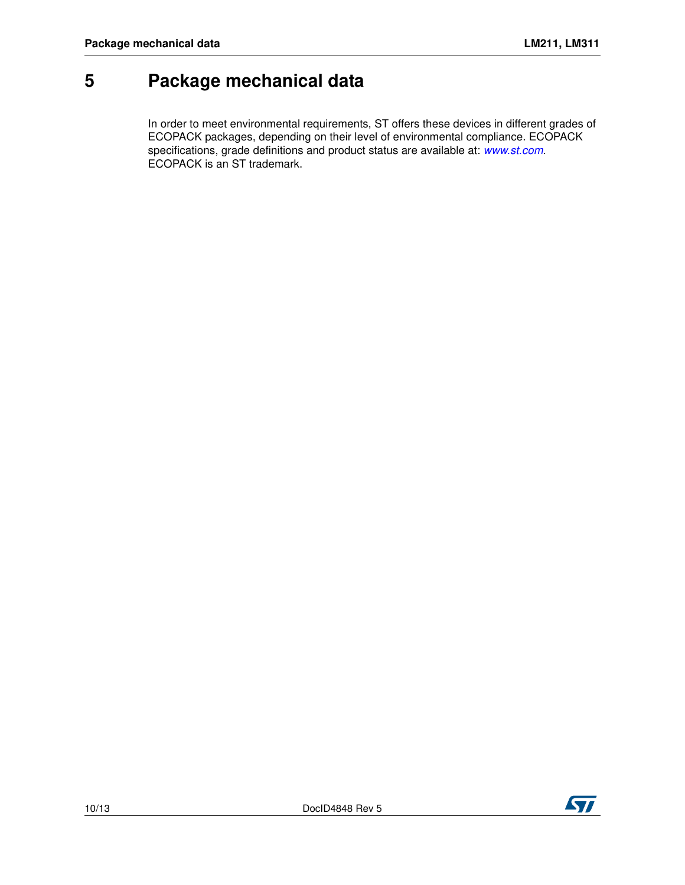# 5 Package mechanical data

In order to meet environmental requirements, ST offers these devices in different grades of ECOPACK packages, depending on their level of environmental compliance. ECOPACK specifications, grade definitions and product status are available at: *www.st.com*. ECOPACK is an ST trademark.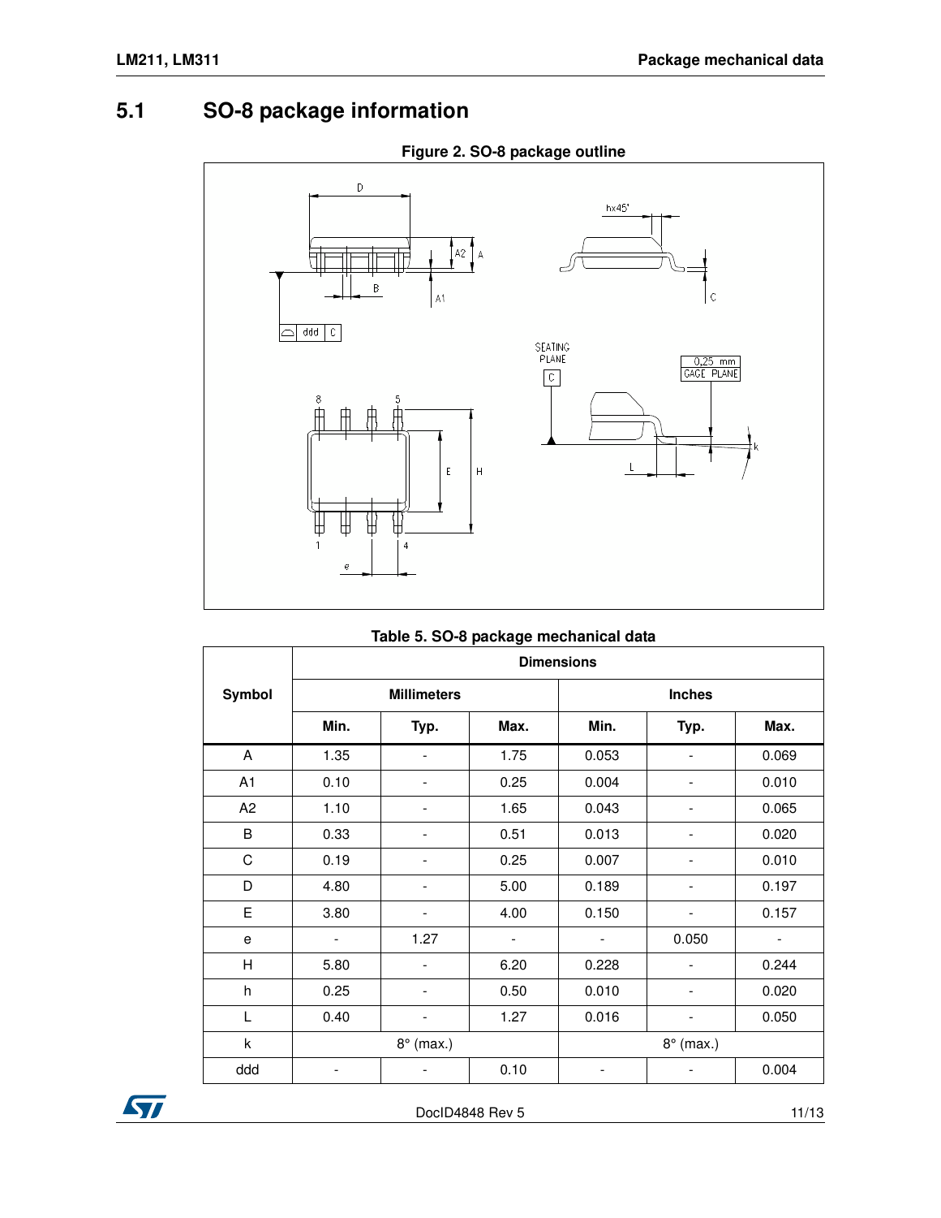## 5.1 SO-8 package information

**Figure 2. SO-8 package outline**

**Table 5. SO-8 package mechanical data**

| Symbol | Dimensions | | | | | |
|---|---|---|---|---|---|---|
| | Millimeters | | | Inches | | |
| | Min. | Typ. | Max. | Min. | Typ. | Max. |
| A | 1.35 | - | 1.75 | 0.053 | - | 0.069 |
| A1 | 0.10 | - | 0.25 | 0.004 | - | 0.010 |
| A2 | 1.10 | - | 1.65 | 0.043 | - | 0.065 |
| B | 0.33 | - | 0.51 | 0.013 | - | 0.020 |
| C | 0.19 | - | 0.25 | 0.007 | - | 0.010 |
| D | 4.80 | - | 5.00 | 0.189 | - | 0.197 |
| E | 3.80 | - | 4.00 | 0.150 | - | 0.157 |
| e | - | 1.27 | - | - | 0.050 | - |
| H | 5.80 | - | 6.20 | 0.228 | - | 0.244 |
| h | 0.25 | - | 0.50 | 0.010 | - | 0.020 |
| L | 0.40 | - | 1.27 | 0.016 | - | 0.050 |
| k | 8° (max.) | | | 8° (max.) | | |
| ddd | - | - | 0.10 | - | - | 0.004 |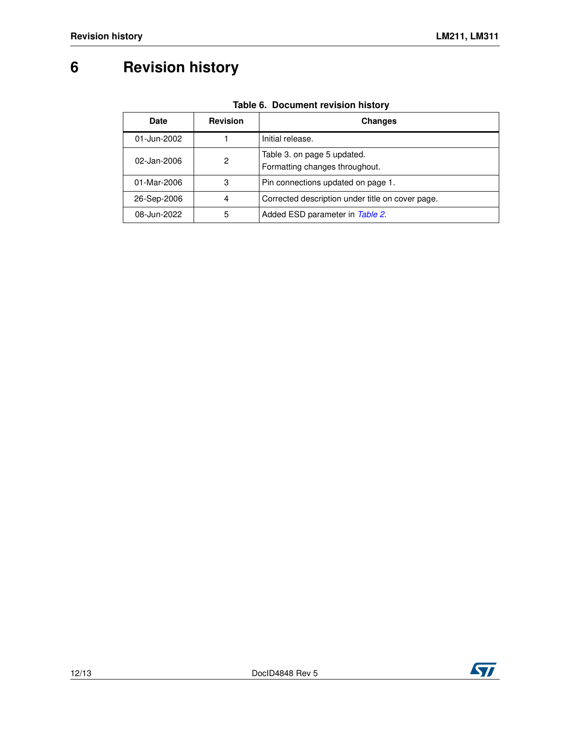# 6 Revision history

**Table 6. Document revision history**

| Date | Revision | Changes |
|---|---|---|
| 01-Jun-2002 | 1 | Initial release. |
| 02-Jan-2006 | 2 | Table 3. on page 5 updated.<br>Formatting changes throughout. |
| 01-Mar-2006 | 3 | Pin connections updated on page 1. |
| 26-Sep-2006 | 4 | Corrected description under title on cover page. |
| 08-Jun-2022 | 5 | Added ESD parameter in *Table 2*. |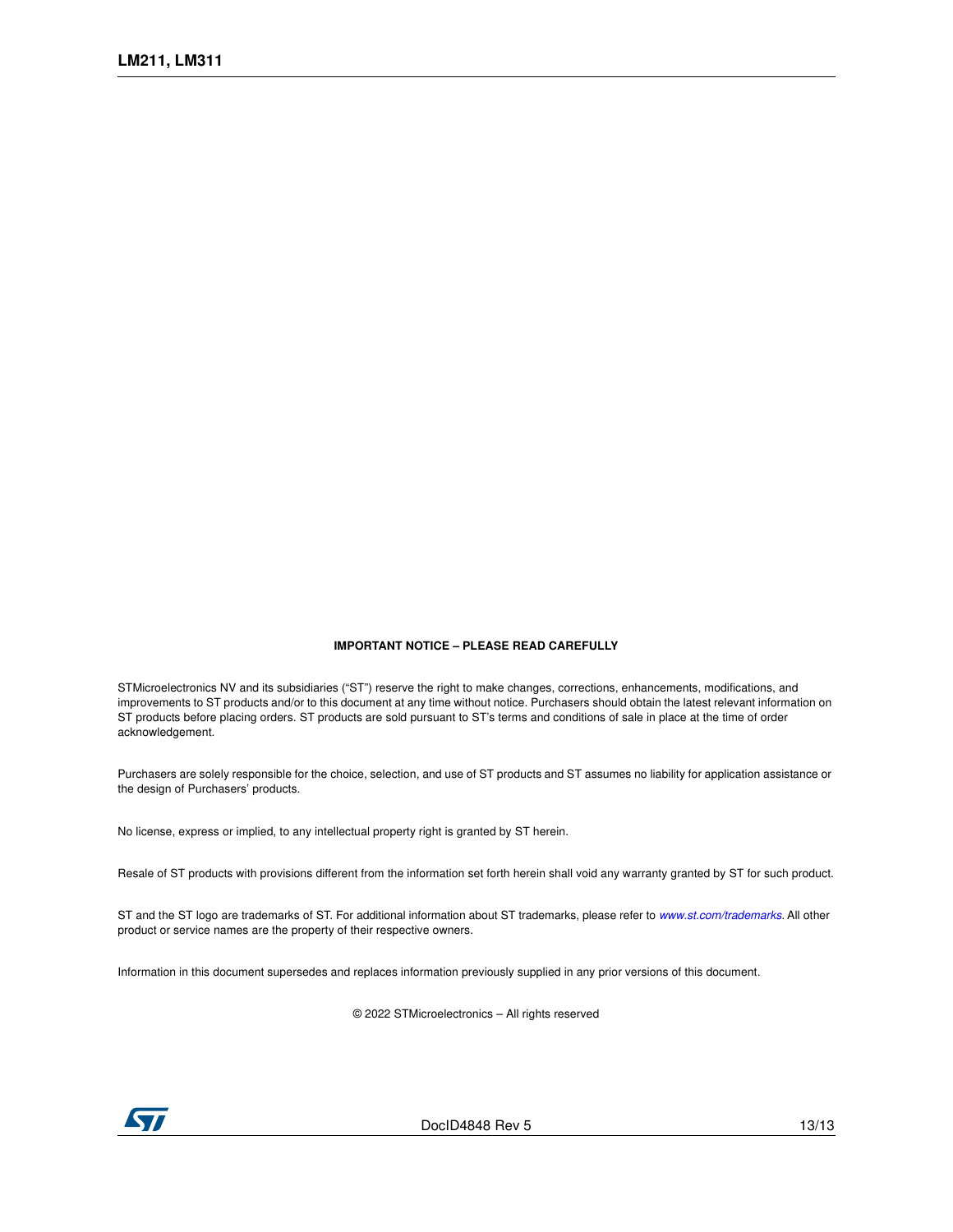**IMPORTANT NOTICE – PLEASE READ CAREFULLY**

STMicroelectronics NV and its subsidiaries (“ST”) reserve the right to make changes, corrections, enhancements, modifications, and improvements to ST products and/or to this document at any time without notice. Purchasers should obtain the latest relevant information on ST products before placing orders. ST products are sold pursuant to ST’s terms and conditions of sale in place at the time of order acknowledgement.

Purchasers are solely responsible for the choice, selection, and use of ST products and ST assumes no liability for application assistance or the design of Purchasers’ products.

No license, express or implied, to any intellectual property right is granted by ST herein.

Resale of ST products with provisions different from the information set forth herein shall void any warranty granted by ST for such product.

ST and the ST logo are trademarks of ST. For additional information about ST trademarks, please refer to *www.st.com/trademarks*. All other product or service names are the property of their respective owners.

Information in this document supersedes and replaces information previously supplied in any prior versions of this document.

© 2022 STMicroelectronics – All rights reserved